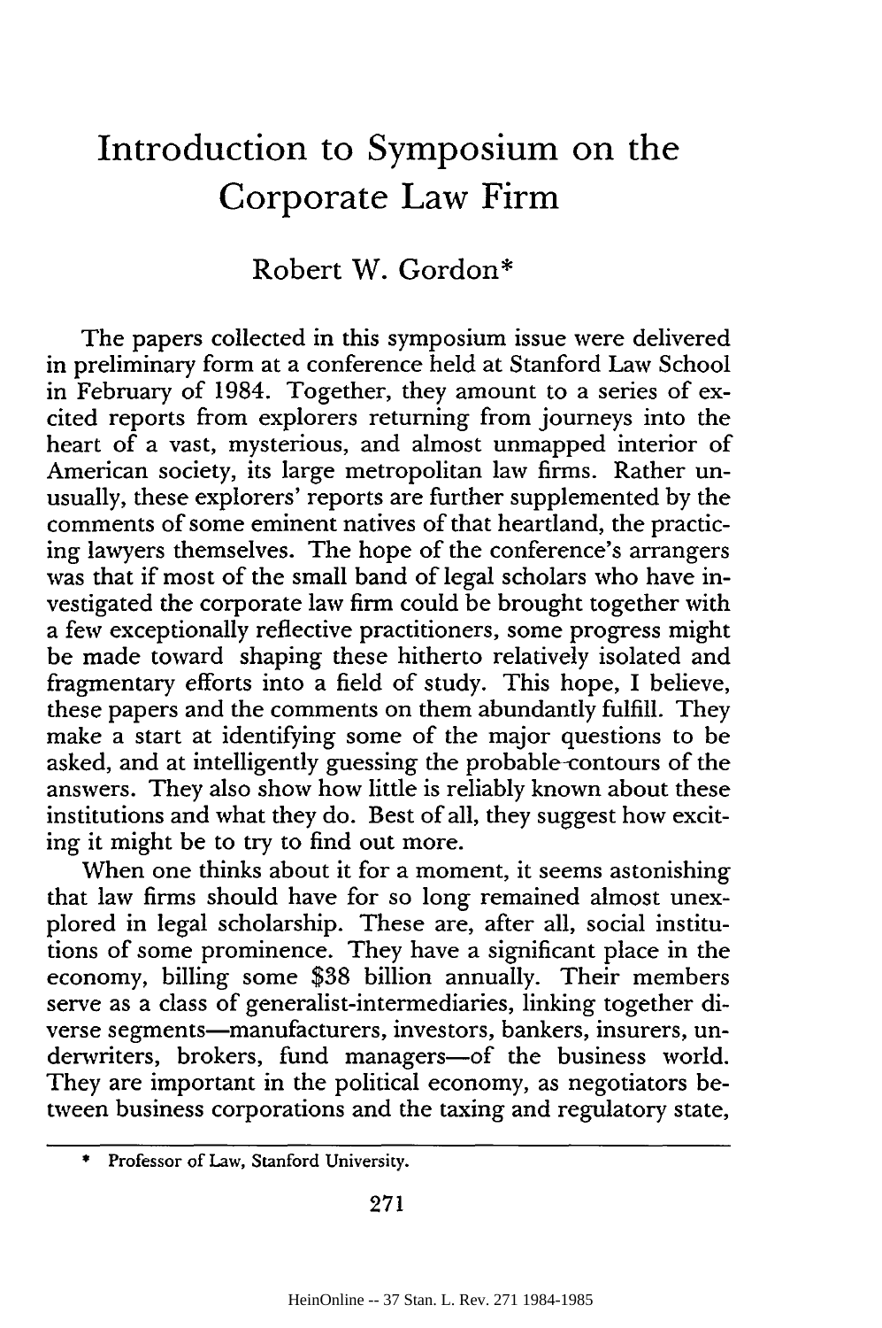# Introduction to Symposium on the Corporate Law Firm

Robert W. Gordon*

The papers collected in this symposium issue were delivered in preliminary form at a conference held at Stanford Law School in February of 1984. Together, they amount to a series of excited reports from explorers returning from journeys into the heart of a vast, mysterious, and almost unmapped interior of American society, its large metropolitan law firms. Rather unusually, these explorers' reports are further supplemented by the comments of some eminent natives of that heartland, the practicing lawyers themselves. The hope of the conference's arrangers was that if most of the small band of legal scholars who have investigated the corporate law firm could be brought together with a few exceptionally reflective practitioners, some progress might be made toward shaping these hitherto relatively isolated and fragmentary efforts into a field of study. This hope, I believe, these papers and the comments on them abundantly fulfill. They make a start at identifying some of the major questions to be asked, and at intelligently guessing the probable contours of the answers. They also show how little is reliably known about these institutions and what they do. Best of all, they suggest how exciting it might be to try to find out more.

When one thinks about it for a moment, it seems astonishing that law firms should have for so long remained almost unexplored in legal scholarship. These are, after all, social institutions of some prominence. They have a significant place in the economy, billing some $38 billion annually. Their members serve as a class of generalist-intermediaries, linking together diverse segments—manufacturers, investors, bankers, insurers, underwriters, brokers, fund managers—of the business world. They are important in the political economy, as negotiators between business corporations and the taxing and regulatory state,

---

\* Professor of Law, Stanford University.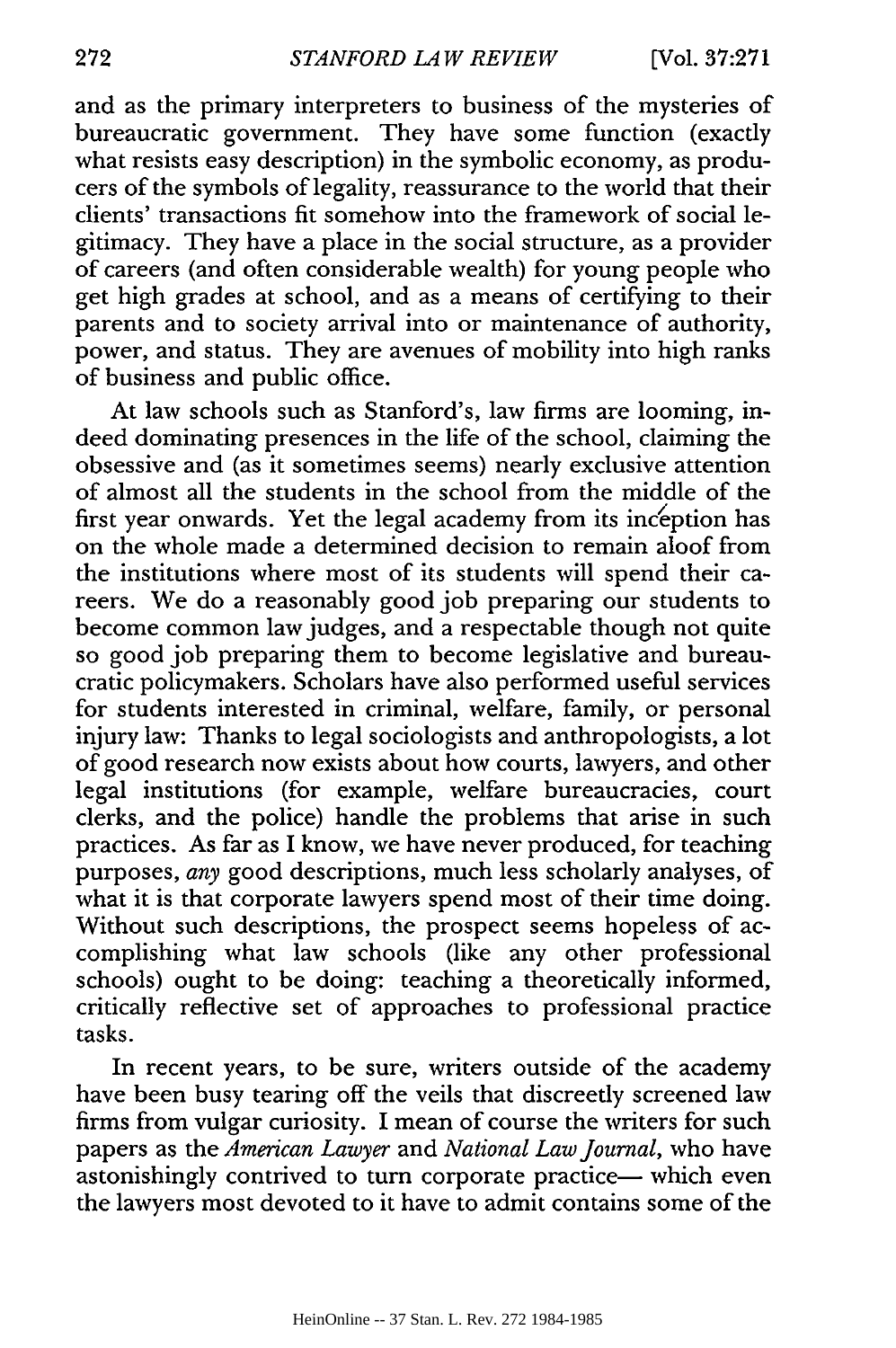and as the primary interpreters to business of the mysteries of bureaucratic government. They have some function (exactly what resists easy description) in the symbolic economy, as producers of the symbols of legality, reassurance to the world that their clients' transactions fit somehow into the framework of social legitimacy. They have a place in the social structure, as a provider of careers (and often considerable wealth) for young people who get high grades at school, and as a means of certifying to their parents and to society arrival into or maintenance of authority, power, and status. They are avenues of mobility into high ranks of business and public office.

At law schools such as Stanford's, law firms are looming, indeed dominating presences in the life of the school, claiming the obsessive and (as it sometimes seems) nearly exclusive attention of almost all the students in the school from the middle of the first year onwards. Yet the legal academy from its inception has on the whole made a determined decision to remain aloof from the institutions where most of its students will spend their careers. We do a reasonably good job preparing our students to become common law judges, and a respectable though not quite so good job preparing them to become legislative and bureaucratic policymakers. Scholars have also performed useful services for students interested in criminal, welfare, family, or personal injury law: Thanks to legal sociologists and anthropologists, a lot of good research now exists about how courts, lawyers, and other legal institutions (for example, welfare bureaucracies, court clerks, and the police) handle the problems that arise in such practices. As far as I know, we have never produced, for teaching purposes, *any* good descriptions, much less scholarly analyses, of what it is that corporate lawyers spend most of their time doing. Without such descriptions, the prospect seems hopeless of accomplishing what law schools (like any other professional schools) ought to be doing: teaching a theoretically informed, critically reflective set of approaches to professional practice tasks.

In recent years, to be sure, writers outside of the academy have been busy tearing off the veils that discreetly screened law firms from vulgar curiosity. I mean of course the writers for such papers as the *American Lawyer* and *National Law Journal*, who have astonishingly contrived to turn corporate practice— which even the lawyers most devoted to it have to admit contains some of the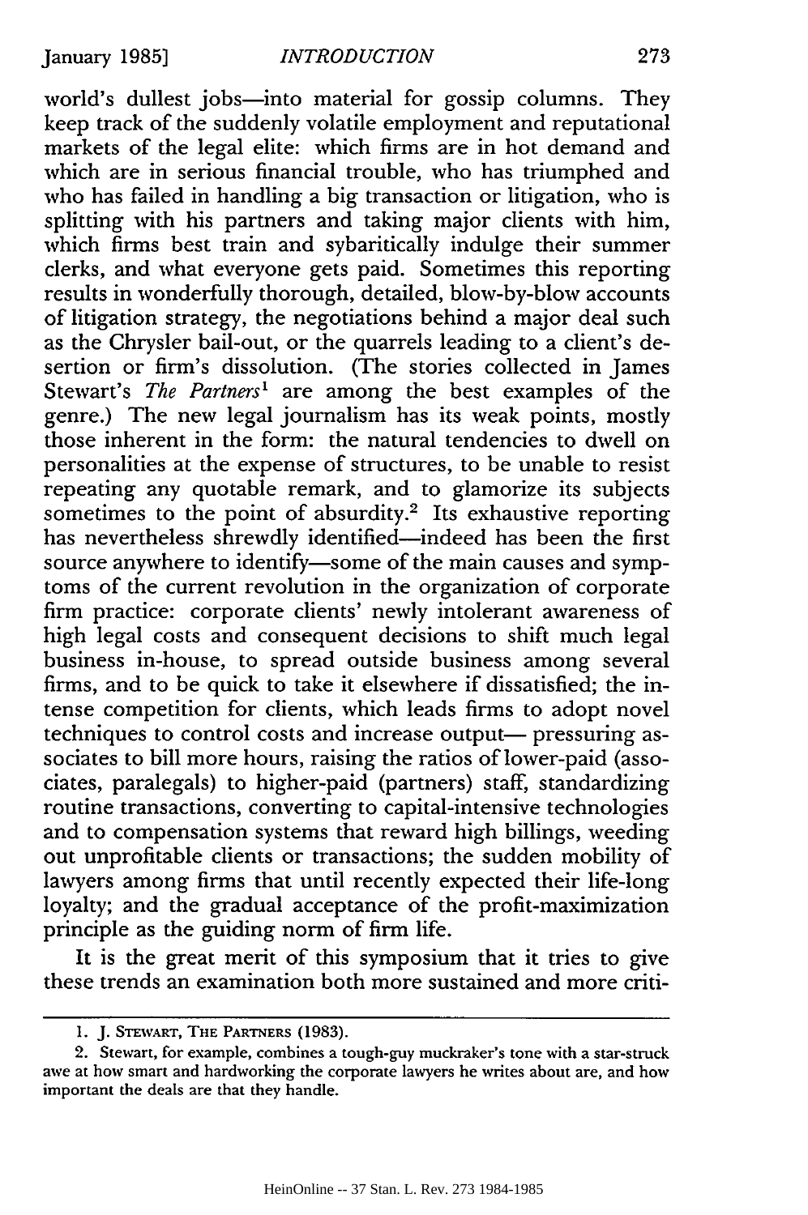world's dullest jobs—into material for gossip columns. They keep track of the suddenly volatile employment and reputational markets of the legal elite: which firms are in hot demand and which are in serious financial trouble, who has triumphed and who has failed in handling a big transaction or litigation, who is splitting with his partners and taking major clients with him, which firms best train and sybaritically indulge their summer clerks, and what everyone gets paid. Sometimes this reporting results in wonderfully thorough, detailed, blow-by-blow accounts of litigation strategy, the negotiations behind a major deal such as the Chrysler bail-out, or the quarrels leading to a client's desertion or firm's dissolution. (The stories collected in James Stewart's *The Partners*[1] are among the best examples of the genre.) The new legal journalism has its weak points, mostly those inherent in the form: the natural tendencies to dwell on personalities at the expense of structures, to be unable to resist repeating any quotable remark, and to glamorize its subjects sometimes to the point of absurdity.[2] Its exhaustive reporting has nevertheless shrewdly identified—indeed has been the first source anywhere to identify—some of the main causes and symptoms of the current revolution in the organization of corporate firm practice: corporate clients' newly intolerant awareness of high legal costs and consequent decisions to shift much legal business in-house, to spread outside business among several firms, and to be quick to take it elsewhere if dissatisfied; the intense competition for clients, which leads firms to adopt novel techniques to control costs and increase output— pressuring associates to bill more hours, raising the ratios of lower-paid (associates, paralegals) to higher-paid (partners) staff, standardizing routine transactions, converting to capital-intensive technologies and to compensation systems that reward high billings, weeding out unprofitable clients or transactions; the sudden mobility of lawyers among firms that until recently expected their life-long loyalty; and the gradual acceptance of the profit-maximization principle as the guiding norm of firm life.

It is the great merit of this symposium that it tries to give these trends an examination both more sustained and more criti-

---

1. J. STEWART, THE PARTNERS (1983).

2. Stewart, for example, combines a tough-guy muckraker's tone with a star-struck awe at how smart and hardworking the corporate lawyers he writes about are, and how important the deals are that they handle.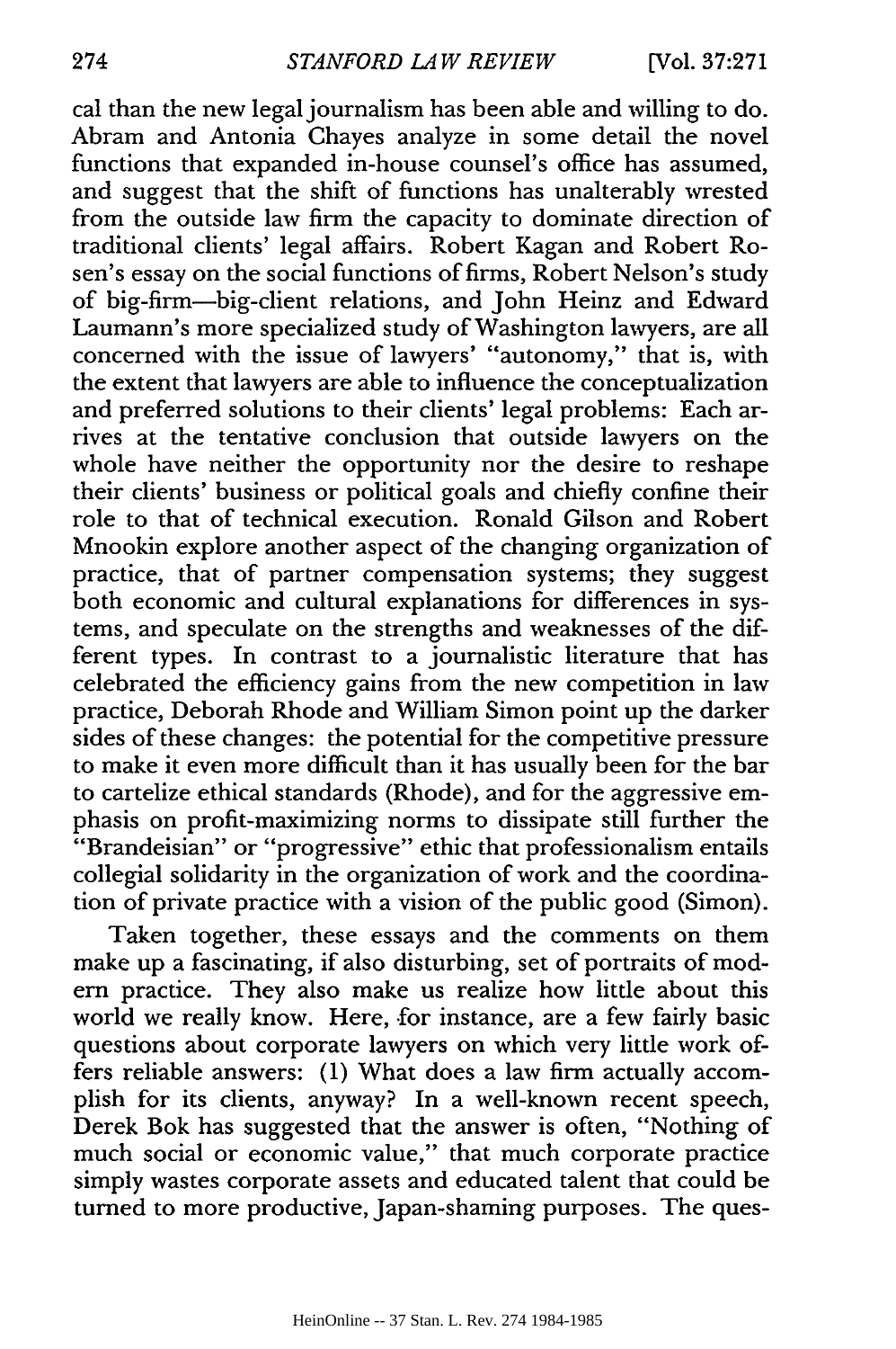cal than the new legal journalism has been able and willing to do. Abram and Antonia Chayes analyze in some detail the novel functions that expanded in-house counsel's office has assumed, and suggest that the shift of functions has unalterably wrested from the outside law firm the capacity to dominate direction of traditional clients' legal affairs. Robert Kagan and Robert Rosen's essay on the social functions of firms, Robert Nelson's study of big-firm—big-client relations, and John Heinz and Edward Laumann's more specialized study of Washington lawyers, are all concerned with the issue of lawyers' "autonomy," that is, with the extent that lawyers are able to influence the conceptualization and preferred solutions to their clients' legal problems: Each arrives at the tentative conclusion that outside lawyers on the whole have neither the opportunity nor the desire to reshape their clients' business or political goals and chiefly confine their role to that of technical execution. Ronald Gilson and Robert Mnookin explore another aspect of the changing organization of practice, that of partner compensation systems; they suggest both economic and cultural explanations for differences in systems, and speculate on the strengths and weaknesses of the different types. In contrast to a journalistic literature that has celebrated the efficiency gains from the new competition in law practice, Deborah Rhode and William Simon point up the darker sides of these changes: the potential for the competitive pressure to make it even more difficult than it has usually been for the bar to cartelize ethical standards (Rhode), and for the aggressive emphasis on profit-maximizing norms to dissipate still further the "Brandeisian" or "progressive" ethic that professionalism entails collegial solidarity in the organization of work and the coordination of private practice with a vision of the public good (Simon).

Taken together, these essays and the comments on them make up a fascinating, if also disturbing, set of portraits of modern practice. They also make us realize how little about this world we really know. Here, for instance, are a few fairly basic questions about corporate lawyers on which very little work offers reliable answers: (1) What does a law firm actually accomplish for its clients, anyway? In a well-known recent speech, Derek Bok has suggested that the answer is often, "Nothing of much social or economic value," that much corporate practice simply wastes corporate assets and educated talent that could be turned to more productive, Japan-shaming purposes. The ques-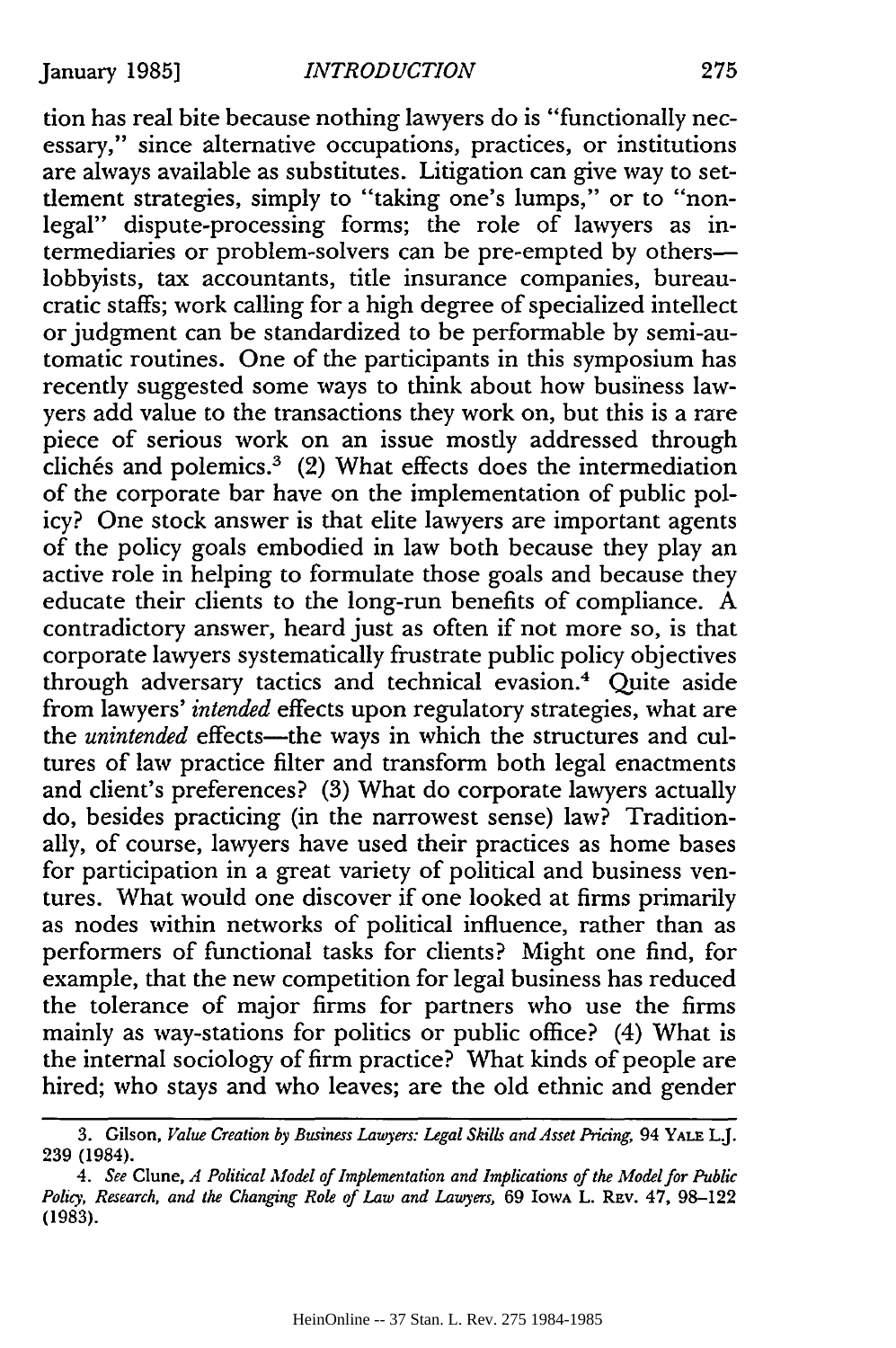tion has real bite because nothing lawyers do is "functionally necessary," since alternative occupations, practices, or institutions are always available as substitutes. Litigation can give way to settlement strategies, simply to "taking one's lumps," or to "non-legal" dispute-processing forms; the role of lawyers as intermediaries or problem-solvers can be pre-empted by others—lobbyists, tax accountants, title insurance companies, bureaucratic staffs; work calling for a high degree of specialized intellect or judgment can be standardized to be performable by semi-automatic routines. One of the participants in this symposium has recently suggested some ways to think about how business lawyers add value to the transactions they work on, but this is a rare piece of serious work on an issue mostly addressed through clichés and polemics.[3] (2) What effects does the intermediation of the corporate bar have on the implementation of public policy? One stock answer is that elite lawyers are important agents of the policy goals embodied in law both because they play an active role in helping to formulate those goals and because they educate their clients to the long-run benefits of compliance. A contradictory answer, heard just as often if not more so, is that corporate lawyers systematically frustrate public policy objectives through adversary tactics and technical evasion.[4] Quite aside from lawyers' *intended* effects upon regulatory strategies, what are the *unintended* effects—the ways in which the structures and cultures of law practice filter and transform both legal enactments and client's preferences? (3) What do corporate lawyers actually do, besides practicing (in the narrowest sense) law? Traditionally, of course, lawyers have used their practices as home bases for participation in a great variety of political and business ventures. What would one discover if one looked at firms primarily as nodes within networks of political influence, rather than as performers of functional tasks for clients? Might one find, for example, that the new competition for legal business has reduced the tolerance of major firms for partners who use the firms mainly as way-stations for politics or public office? (4) What is the internal sociology of firm practice? What kinds of people are hired; who stays and who leaves; are the old ethnic and gender

---

3. Gilson, *Value Creation by Business Lawyers: Legal Skills and Asset Pricing*, 94 YALE L.J. 239 (1984).

4. *See* Clune, *A Political Model of Implementation and Implications of the Model for Public Policy, Research, and the Changing Role of Law and Lawyers*, 69 IOWA L. REV. 47, 98–122 (1983).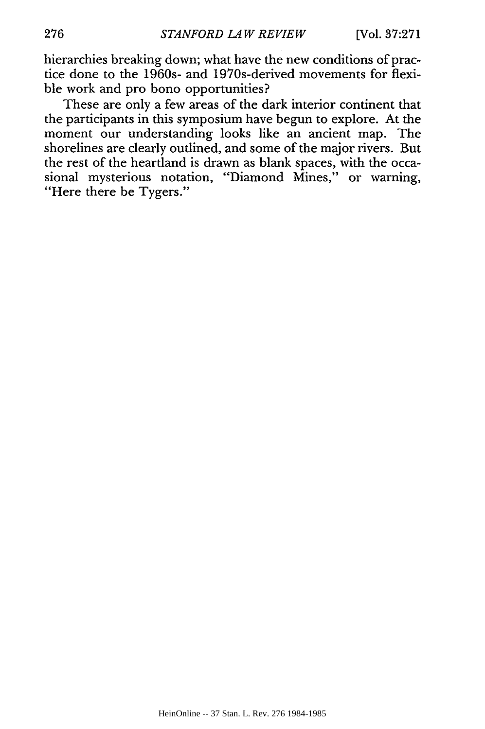hierarchies breaking down; what have the new conditions of practice done to the 1960s- and 1970s-derived movements for flexible work and pro bono opportunities?

These are only a few areas of the dark interior continent that the participants in this symposium have begun to explore. At the moment our understanding looks like an ancient map. The shorelines are clearly outlined, and some of the major rivers. But the rest of the heartland is drawn as blank spaces, with the occasional mysterious notation, "Diamond Mines," or warning, "Here there be Tygers."